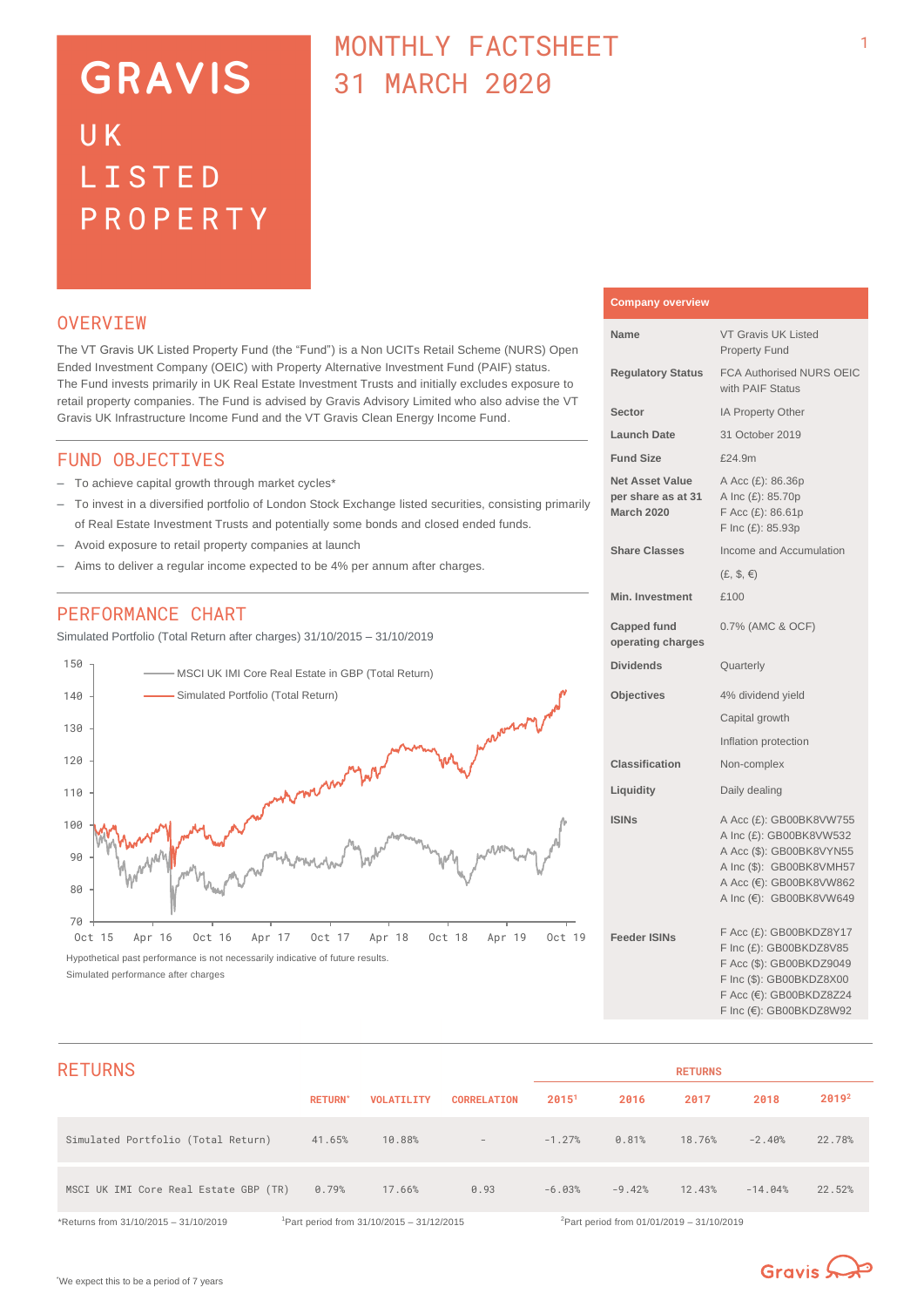# GRAVIS UK LISTED PROPERTY

# MONTHLY FACTSHEET 31 MARCH 2020

## OVERVIEW

The VT Gravis UK Listed Property Fund (the "Fund") is a Non UCITs Retail Scheme (NURS) Open Ended Investment Company (OEIC) with Property Alternative Investment Fund (PAIF) status. The Fund invests primarily in UK Real Estate Investment Trusts and initially excludes exposure to retail property companies. The Fund is advised by Gravis Advisory Limited who also advise the VT Gravis UK Infrastructure Income Fund and the VT Gravis Clean Energy Income Fund.

## FUND OBJECTIVES

- To achieve capital growth through market cycles*
- To invest in a diversified portfolio of London Stock Exchange listed securities, consisting primarily of Real Estate Investment Trusts and potentially some bonds and closed ended funds.
- Avoid exposure to retail property companies at launch
- Aims to deliver a regular income expected to be 4% per annum after charges.

## PERFORMANCE CHART

Simulated Portfolio (Total Return after charges) 31/10/2015 – 31/10/2019

Legend: MSCI UK IMI Core Real Estate in GBP (Total Return); Simulated Portfolio (Total Return)

Hypothetical past performance is not necessarily indicative of future results.

Simulated performance after charges

## Company overview

| | |
|---|---|
| **Name** | VT Gravis UK Listed Property Fund |
| **Regulatory Status** | FCA Authorised NURS OEIC with PAIF Status |
| **Sector** | IA Property Other |
| **Launch Date** | 31 October 2019 |
| **Fund Size** | £24.9m |
| **Net Asset Value per share as at 31 March 2020** | A Acc (£): 86.36p<br>A Inc (£): 85.70p<br>F Acc (£): 86.61p<br>F Inc (£): 85.93p |
| **Share Classes** | Income and Accumulation (£, $, €) |
| **Min. Investment** | £100 |
| **Capped fund operating charges** | 0.7% (AMC & OCF) |
| **Dividends** | Quarterly |
| **Objectives** | 4% dividend yield<br>Capital growth<br>Inflation protection |
| **Classification** | Non-complex |
| **Liquidity** | Daily dealing |
| **ISINs** | A Acc (£): GB00BK8VW755<br>A Inc (£): GB00BK8VW532<br>A Acc ($): GB00BK8VYN55<br>A Inc ($): GB00BK8VMH57<br>A Acc (€): GB00BK8VW862<br>A Inc (€): GB00BK8VW649 |
| **Feeder ISINs** | F Acc (£): GB00BKDZ8Y17<br>F Inc (£): GB00BKDZ8V85<br>F Acc ($): GB00BKDZ9049<br>F Inc ($): GB00BKDZ8X00<br>F Acc (€): GB00BKDZ8Z24<br>F Inc (€): GB00BKDZ8W92 |

## RETURNS

| | RETURN* | VOLATILITY | CORRELATION | RETURNS | | | | |
|---|---|---|---|---|---|---|---|---|
| | | | | 2015[1] | 2016 | 2017 | 2018 | 2019[2] |
| Simulated Portfolio (Total Return) | 41.65% | 10.88% | - | -1.27% | 0.81% | 18.76% | -2.40% | 22.78% |
| MSCI UK IMI Core Real Estate GBP (TR) | 0.79% | 17.66% | 0.93 | -6.03% | -9.42% | 12.43% | -14.04% | 22.52% |

*Returns from 31/10/2015 – 31/10/2019

[1]Part period from 31/10/2015 – 31/12/2015

[2]Part period from 01/01/2019 – 31/10/2019

*We expect this to be a period of 7 years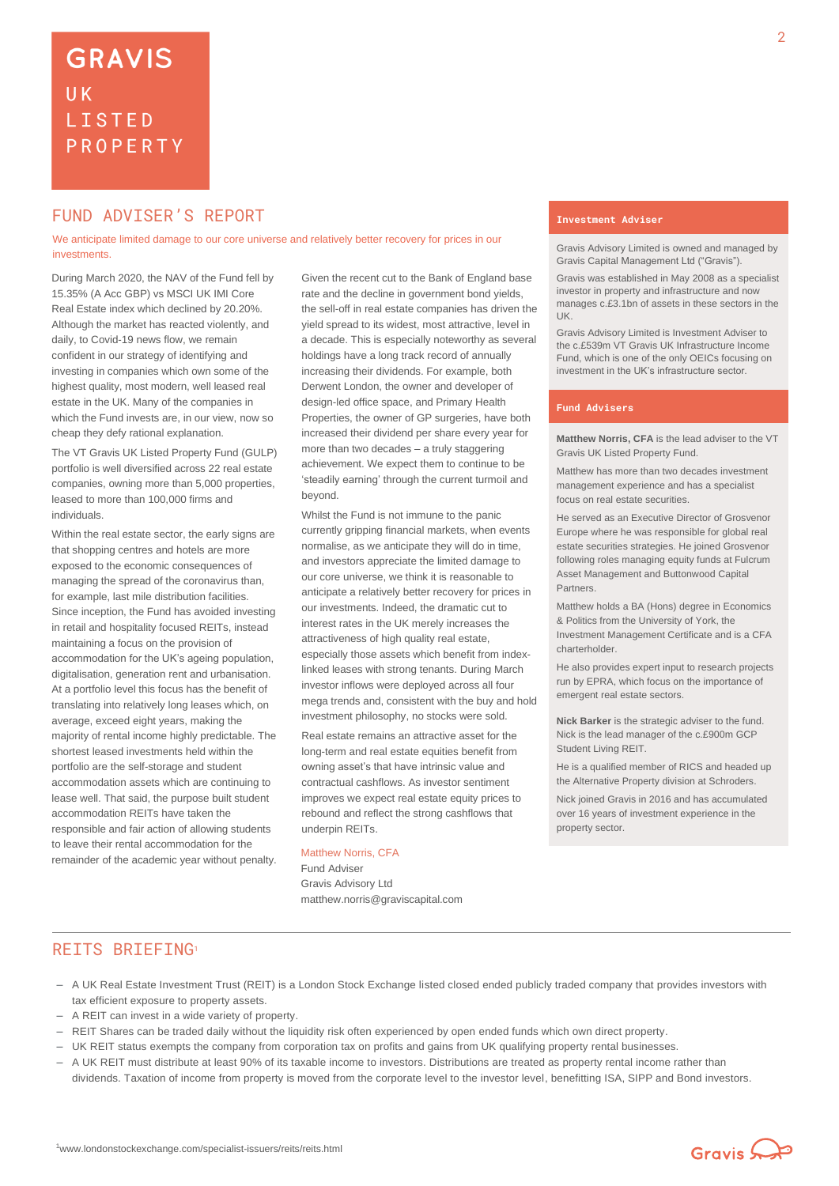# GRAVIS UK LISTED PROPERTY

## FUND ADVISER'S REPORT

We anticipate limited damage to our core universe and relatively better recovery for prices in our investments.

During March 2020, the NAV of the Fund fell by 15.35% (A Acc GBP) vs MSCI UK IMI Core Real Estate index which declined by 20.20%. Although the market has reacted violently, and daily, to Covid-19 news flow, we remain confident in our strategy of identifying and investing in companies which own some of the highest quality, most modern, well leased real estate in the UK. Many of the companies in which the Fund invests are, in our view, now so cheap they defy rational explanation.

The VT Gravis UK Listed Property Fund (GULP) portfolio is well diversified across 22 real estate companies, owning more than 5,000 properties, leased to more than 100,000 firms and individuals.

Within the real estate sector, the early signs are that shopping centres and hotels are more exposed to the economic consequences of managing the spread of the coronavirus than, for example, last mile distribution facilities. Since inception, the Fund has avoided investing in retail and hospitality focused REITs, instead maintaining a focus on the provision of accommodation for the UK's ageing population, digitalisation, generation rent and urbanisation. At a portfolio level this focus has the benefit of translating into relatively long leases which, on average, exceed eight years, making the majority of rental income highly predictable. The shortest leased investments held within the portfolio are the self-storage and student accommodation assets which are continuing to lease well. That said, the purpose built student accommodation REITs have taken the responsible and fair action of allowing students to leave their rental accommodation for the remainder of the academic year without penalty.

Given the recent cut to the Bank of England base rate and the decline in government bond yields, the sell-off in real estate companies has driven the yield spread to its widest, most attractive, level in a decade. This is especially noteworthy as several holdings have a long track record of annually increasing their dividends. For example, both Derwent London, the owner and developer of design-led office space, and Primary Health Properties, the owner of GP surgeries, have both increased their dividend per share every year for more than two decades – a truly staggering achievement. We expect them to continue to be 'steadily earning' through the current turmoil and beyond.

Whilst the Fund is not immune to the panic currently gripping financial markets, when events normalise, as we anticipate they will do in time, and investors appreciate the limited damage to our core universe, we think it is reasonable to anticipate a relatively better recovery for prices in our investments. Indeed, the dramatic cut to interest rates in the UK merely increases the attractiveness of high quality real estate, especially those assets which benefit from index-linked leases with strong tenants. During March investor inflows were deployed across all four mega trends and, consistent with the buy and hold investment philosophy, no stocks were sold.

Real estate remains an attractive asset for the long-term and real estate equities benefit from owning asset's that have intrinsic value and contractual cashflows. As investor sentiment improves we expect real estate equity prices to rebound and reflect the strong cashflows that underpin REITs.

Matthew Norris, CFA
Fund Adviser
Gravis Advisory Ltd
matthew.norris@graviscapital.com

### Investment Adviser

Gravis Advisory Limited is owned and managed by Gravis Capital Management Ltd ("Gravis").

Gravis was established in May 2008 as a specialist investor in property and infrastructure and now manages c.£3.1bn of assets in these sectors in the UK.

Gravis Advisory Limited is Investment Adviser to the c.£539m VT Gravis UK Infrastructure Income Fund, which is one of the only OEICs focusing on investment in the UK's infrastructure sector.

### Fund Advisers

**Matthew Norris, CFA** is the lead adviser to the VT Gravis UK Listed Property Fund.

Matthew has more than two decades investment management experience and has a specialist focus on real estate securities.

He served as an Executive Director of Grosvenor Europe where he was responsible for global real estate securities strategies. He joined Grosvenor following roles managing equity funds at Fulcrum Asset Management and Buttonwood Capital Partners.

Matthew holds a BA (Hons) degree in Economics & Politics from the University of York, the Investment Management Certificate and is a CFA charterholder.

He also provides expert input to research projects run by EPRA, which focus on the importance of emergent real estate sectors.

**Nick Barker** is the strategic adviser to the fund. Nick is the lead manager of the c.£900m GCP Student Living REIT.

He is a qualified member of RICS and headed up the Alternative Property division at Schroders.

Nick joined Gravis in 2016 and has accumulated over 16 years of investment experience in the property sector.

## REITS BRIEFING[1]

- A UK Real Estate Investment Trust (REIT) is a London Stock Exchange listed closed ended publicly traded company that provides investors with tax efficient exposure to property assets.
- A REIT can invest in a wide variety of property.
- REIT Shares can be traded daily without the liquidity risk often experienced by open ended funds which own direct property.
- UK REIT status exempts the company from corporation tax on profits and gains from UK qualifying property rental businesses.
- A UK REIT must distribute at least 90% of its taxable income to investors. Distributions are treated as property rental income rather than dividends. Taxation of income from property is moved from the corporate level to the investor level, benefitting ISA, SIPP and Bond investors.

[1] www.londonstockexchange.com/specialist-issuers/reits/reits.html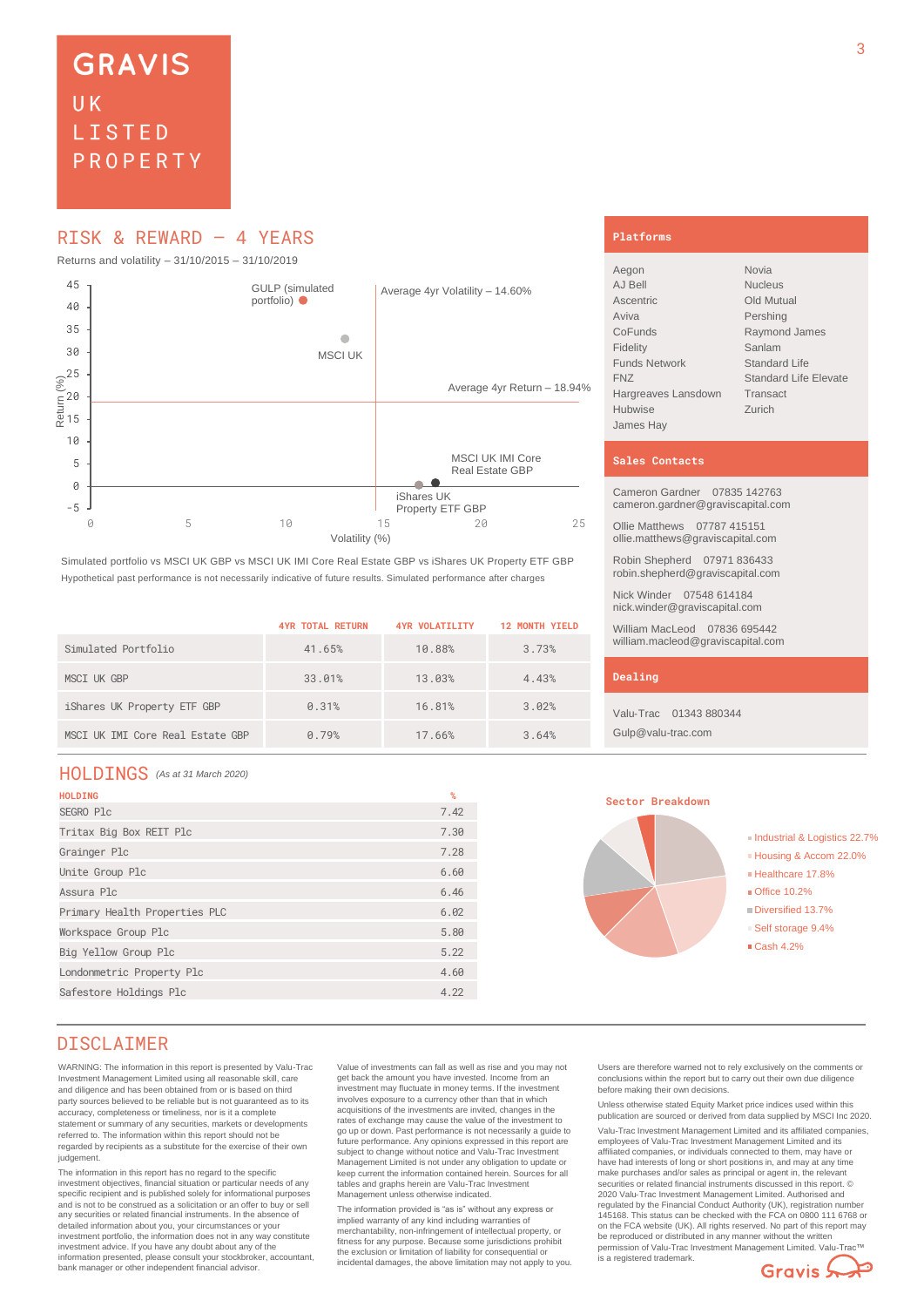# GRAVIS

UK LISTED PROPERTY

## RISK & REWARD – 4 YEARS

Returns and volatility – 31/10/2015 – 31/10/2019

45
40
35
30
25
20
15
10
5
0
-5

Return (%)

0 5 10 15 20 25

Volatility (%)

GULP (simulated portfolio)

MSCI UK

Average 4yr Volatility – 14.60%

Average 4yr Return – 18.94%

MSCI UK IMI Core Real Estate GBP

iShares UK Property ETF GBP

Simulated portfolio vs MSCI UK GBP vs MSCI UK IMI Core Real Estate GBP vs iShares UK Property ETF GBP

Hypothetical past performance is not necessarily indicative of future results. Simulated performance after charges

| | 4YR TOTAL RETURN | 4YR VOLATILITY | 12 MONTH YIELD |
|---|---|---|---|
| Simulated Portfolio | 41.65% | 10.88% | 3.73% |
| MSCI UK GBP | 33.01% | 13.03% | 4.43% |
| iShares UK Property ETF GBP | 0.31% | 16.81% | 3.02% |
| MSCI UK IMI Core Real Estate GBP | 0.79% | 17.66% | 3.64% |

### Platforms

Aegon
AJ Bell
Ascentric
Aviva
CoFunds
Fidelity
Funds Network
FNZ
Hargreaves Lansdown
Hubwise
James Hay
Novia
Nucleus
Old Mutual
Pershing
Raymond James
Sanlam
Standard Life
Standard Life Elevate
Transact
Zurich

### Sales Contacts

Cameron Gardner 07835 142763
cameron.gardner@graviscapital.com

Ollie Matthews 07787 415151
ollie.matthews@graviscapital.com

Robin Shepherd 07971 836433
robin.shepherd@graviscapital.com

Nick Winder 07548 614184
nick.winder@graviscapital.com

William MacLeod 07836 695442
william.macleod@graviscapital.com

### Dealing

Valu-Trac 01343 880344
Gulp@valu-trac.com

## HOLDINGS *(As at 31 March 2020)*

| HOLDING | % |
|---|---|
| SEGRO Plc | 7.42 |
| Tritax Big Box REIT Plc | 7.30 |
| Grainger Plc | 7.28 |
| Unite Group Plc | 6.60 |
| Assura Plc | 6.46 |
| Primary Health Properties PLC | 6.02 |
| Workspace Group Plc | 5.80 |
| Big Yellow Group Plc | 5.22 |
| Londonmetric Property Plc | 4.60 |
| Safestore Holdings Plc | 4.22 |

### Sector Breakdown

Industrial & Logistics 22.7%
Housing & Accom 22.0%
Healthcare 17.8%
Office 10.2%
Diversified 13.7%
Self storage 9.4%
Cash 4.2%

## DISCLAIMER

WARNING: The information in this report is presented by Valu-Trac Investment Management Limited using all reasonable skill, care and diligence and has been obtained from or is based on third party sources believed to be reliable but is not guaranteed as to its accuracy, completeness or timeliness, nor is it a complete statement or summary of any securities, markets or developments referred to. The information within this report should not be regarded by recipients as a substitute for the exercise of their own judgement.

The information in this report has no regard to the specific investment objectives, financial situation or particular needs of any specific recipient and is published solely for informational purposes and is not to be construed as a solicitation or an offer to buy or sell any securities or related financial instruments. In the absence of detailed information about you, your circumstances or your investment portfolio, the information does not in any way constitute investment advice. If you have any doubt about any of the information presented, please consult your stockbroker, accountant, bank manager or other independent financial advisor.

Value of investments can fall as well as rise and you may not get back the amount you have invested. Income from an investment may fluctuate in money terms. If the investment involves exposure to a currency other than that in which acquisitions of the investments are invited, changes in the rates of exchange may cause the value of the investment to go up or down. Past performance is not necessarily a guide to future performance. Any opinions expressed in this report are subject to change without notice and Valu-Trac Investment Management Limited is not under any obligation to update or keep current the information contained herein. Sources for all tables and graphs herein are Valu-Trac Investment Management unless otherwise indicated.

The information provided is "as is" without any express or implied warranty of any kind including warranties of merchantability, non-infringement of intellectual property, or fitness for any purpose. Because some jurisdictions prohibit the exclusion or limitation of liability for consequential or incidental damages, the above limitation may not apply to you.

Users are therefore warned not to rely exclusively on the comments or conclusions within the report but to carry out their own due diligence before making their own decisions.

Unless otherwise stated Equity Market price indices used within this publication are sourced or derived from data supplied by MSCI Inc 2020.

Valu-Trac Investment Management Limited and its affiliated companies, employees of Valu-Trac Investment Management Limited and its affiliated companies, or individuals connected to them, may have or have had interests of long or short positions in, and may at any time make purchases and/or sales as principal or agent in, the relevant securities or related financial instruments discussed in this report. © 2020 Valu-Trac Investment Management Limited. Authorised and regulated by the Financial Conduct Authority (UK), registration number 145168. This status can be checked with the FCA on 0800 111 6768 or on the FCA website (UK). All rights reserved. No part of this report may be reproduced or distributed in any manner without the written permission of Valu-Trac Investment Management Limited. Valu-Trac™ is a registered trademark.

Gravis